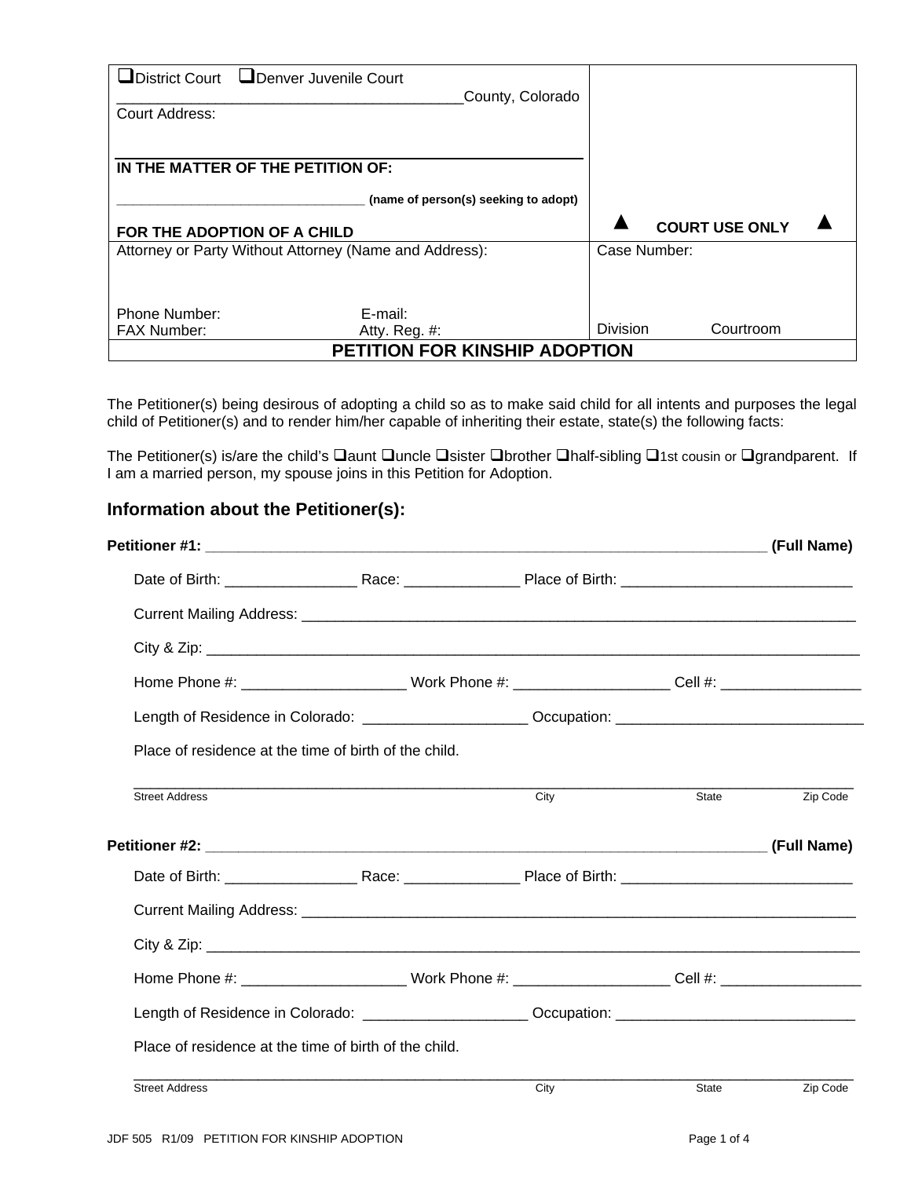| ❑District Court ❑Denver Juvenile Court<br>_________________________________________County, Colorado<br>Court Address:<br><br>**IN THE MATTER OF THE PETITION OF:**<br><br>________________________________ **(name of person(s) seeking to adopt)**<br><br>**FOR THE ADOPTION OF A CHILD** | ▲ **COURT USE ONLY** ▲ |
|---|---|
| Attorney or Party Without Attorney (Name and Address):<br><br><br>Phone Number: E-mail:<br>FAX Number: Atty. Reg. #: | Case Number:<br><br><br>Division Courtroom |

## PETITION FOR KINSHIP ADOPTION

The Petitioner(s) being desirous of adopting a child so as to make said child for all intents and purposes the legal child of Petitioner(s) and to render him/her capable of inheriting their estate, state(s) the following facts:

The Petitioner(s) is/are the child's ❑aunt ❑uncle ❑sister ❑brother ❑half-sibling ❑1st cousin or ❑grandparent. If I am a married person, my spouse joins in this Petition for Adoption.

## Information about the Petitioner(s):

**Petitioner #1:** _______________________________________________________________________ **(Full Name)**

Date of Birth: ________________ Race: ______________ Place of Birth: ____________________________

Current Mailing Address: ______________________________________________________________________

City & Zip: _________________________________________________________________________________

Home Phone #: ___________________ Work Phone #: __________________ Cell #: ________________

Length of Residence in Colorado: ___________________ Occupation: _____________________________

Place of residence at the time of birth of the child.

_____________________________________________________________________________________
Street Address City State Zip Code

**Petitioner #2:** _______________________________________________________________________ **(Full Name)**

Date of Birth: ________________ Race: ______________ Place of Birth: ____________________________

Current Mailing Address: ______________________________________________________________________

City & Zip: _________________________________________________________________________________

Home Phone #: ___________________ Work Phone #: __________________ Cell #: ________________

Length of Residence in Colorado: ___________________ Occupation: _____________________________

Place of residence at the time of birth of the child.

_____________________________________________________________________________________
Street Address City State Zip Code

JDF 505 R1/09 PETITION FOR KINSHIP ADOPTION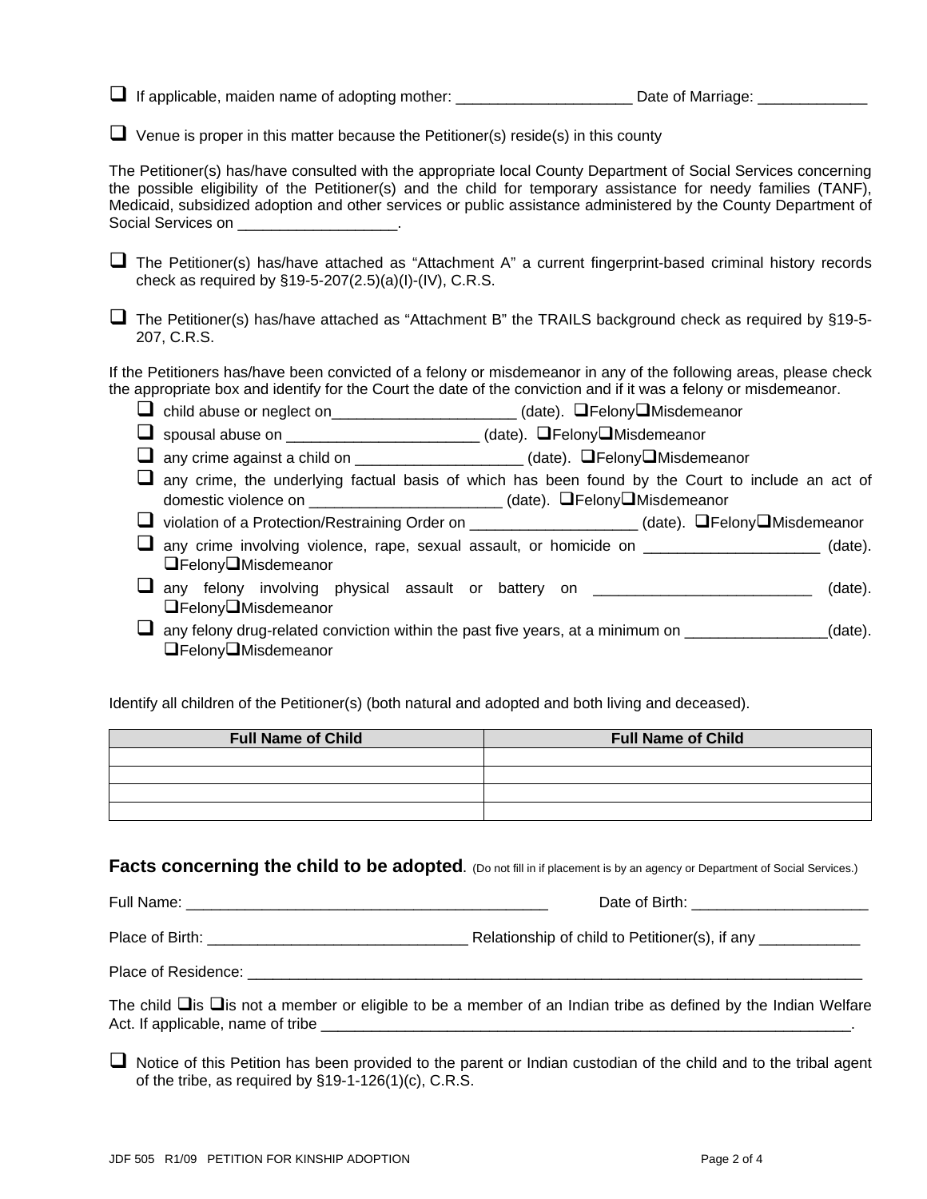❑ If applicable, maiden name of adopting mother: _____________________ Date of Marriage: _____________

❑ Venue is proper in this matter because the Petitioner(s) reside(s) in this county

The Petitioner(s) has/have consulted with the appropriate local County Department of Social Services concerning the possible eligibility of the Petitioner(s) and the child for temporary assistance for needy families (TANF), Medicaid, subsidized adoption and other services or public assistance administered by the County Department of Social Services on ___________________.

❑ The Petitioner(s) has/have attached as "Attachment A" a current fingerprint-based criminal history records check as required by §19-5-207(2.5)(a)(I)-(IV), C.R.S.

❑ The Petitioner(s) has/have attached as "Attachment B" the TRAILS background check as required by §19-5-207, C.R.S.

If the Petitioners has/have been convicted of a felony or misdemeanor in any of the following areas, please check the appropriate box and identify for the Court the date of the conviction and if it was a felony or misdemeanor.

- ❑ child abuse or neglect on______________________ (date). ❑Felony❑Misdemeanor
- ❑ spousal abuse on _______________________ (date). ❑Felony❑Misdemeanor
- ❑ any crime against a child on ____________________ (date). ❑Felony❑Misdemeanor
- ❑ any crime, the underlying factual basis of which has been found by the Court to include an act of domestic violence on _______________________ (date). ❑Felony❑Misdemeanor
- ❑ violation of a Protection/Restraining Order on ____________________ (date). ❑Felony❑Misdemeanor
- ❑ any crime involving violence, rape, sexual assault, or homicide on _____________________ (date). ❑Felony❑Misdemeanor
- ❑ any felony involving physical assault or battery on __________________________ (date). ❑Felony❑Misdemeanor
- ❑ any felony drug-related conviction within the past five years, at a minimum on _________________(date). ❑Felony❑Misdemeanor

Identify all children of the Petitioner(s) (both natural and adopted and both living and deceased).

| Full Name of Child | Full Name of Child |
|---|---|
| | |
| | |
| | |
| | |

## Facts concerning the child to be adopted. (Do not fill in if placement is by an agency or Department of Social Services.)

Full Name: ____________________________________________ Date of Birth: _____________________

Place of Birth: _______________________________ Relationship of child to Petitioner(s), if any ____________

Place of Residence: ____________________________________________________________________________

The child ❑is ❑is not a member or eligible to be a member of an Indian tribe as defined by the Indian Welfare Act. If applicable, name of tribe ___________________________________________________________________.

❑ Notice of this Petition has been provided to the parent or Indian custodian of the child and to the tribal agent of the tribe, as required by §19-1-126(1)(c), C.R.S.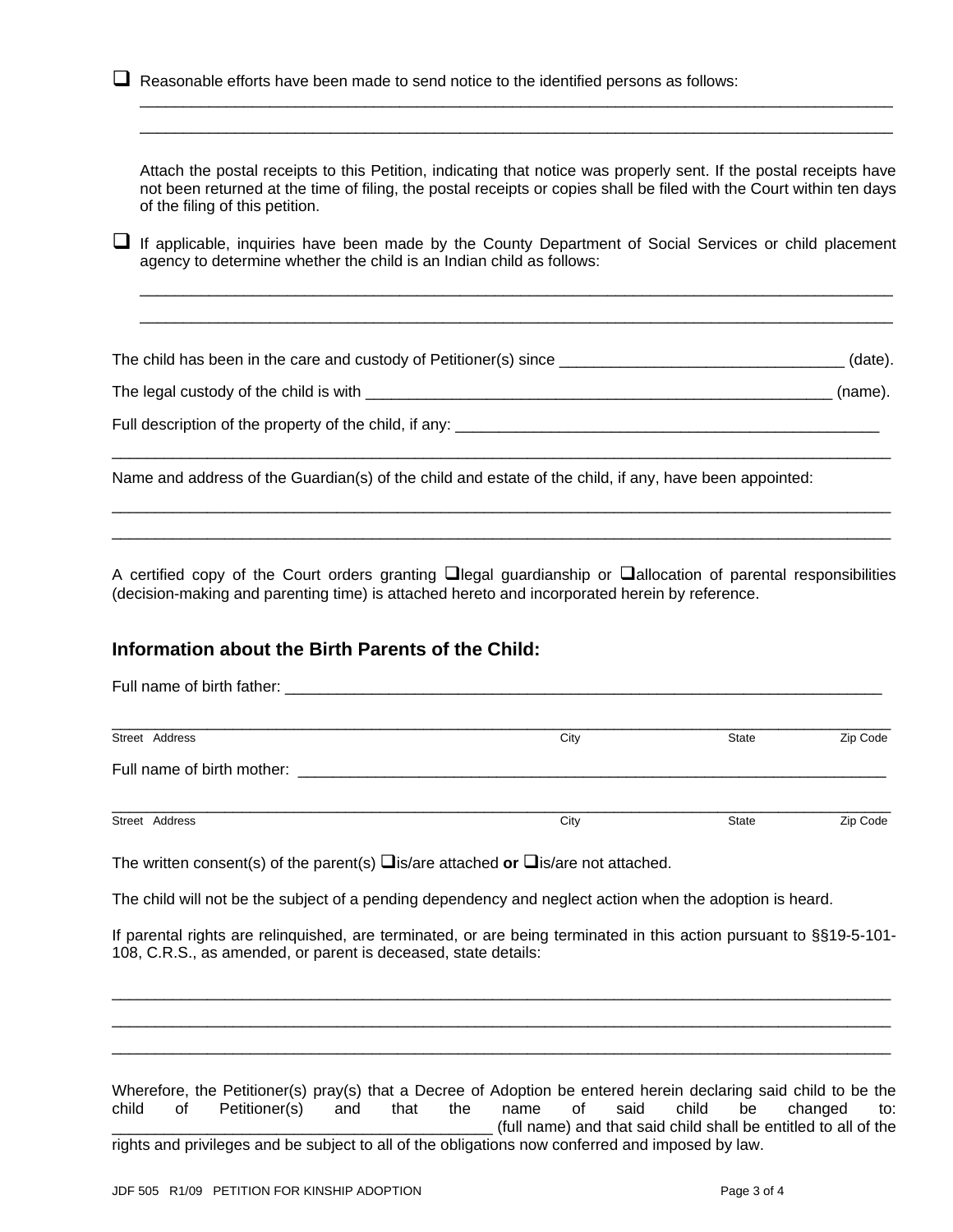❑ Reasonable efforts have been made to send notice to the identified persons as follows:

_______________________________________________________________________________

_______________________________________________________________________________

Attach the postal receipts to this Petition, indicating that notice was properly sent. If the postal receipts have not been returned at the time of filing, the postal receipts or copies shall be filed with the Court within ten days of the filing of this petition.

❑ If applicable, inquiries have been made by the County Department of Social Services or child placement agency to determine whether the child is an Indian child as follows:

_______________________________________________________________________________

_______________________________________________________________________________

The child has been in the care and custody of Petitioner(s) since _________________________________ (date).

The legal custody of the child is with _______________________________________________________ (name).

Full description of the property of the child, if any: ___________________________________________________

_______________________________________________________________________________

Name and address of the Guardian(s) of the child and estate of the child, if any, have been appointed:

_______________________________________________________________________________

_______________________________________________________________________________

A certified copy of the Court orders granting ❑legal guardianship or ❑allocation of parental responsibilities (decision-making and parenting time) is attached hereto and incorporated herein by reference.

## Information about the Birth Parents of the Child:

Full name of birth father: _______________________________________________________________________

_______________________________________________________________________________

Street Address | City | State | Zip Code

Full name of birth mother: _______________________________________________________________________

_______________________________________________________________________________

Street Address | City | State | Zip Code

The written consent(s) of the parent(s) ❑is/are attached **or** ❑is/are not attached.

The child will not be the subject of a pending dependency and neglect action when the adoption is heard.

If parental rights are relinquished, are terminated, or are being terminated in this action pursuant to §§19-5-101-108, C.R.S., as amended, or parent is deceased, state details:

_______________________________________________________________________________

_______________________________________________________________________________

_______________________________________________________________________________

Wherefore, the Petitioner(s) pray(s) that a Decree of Adoption be entered herein declaring said child to be the child of Petitioner(s) and that the name of said child be changed to: _____________________________________________ (full name) and that said child shall be entitled to all of the rights and privileges and be subject to all of the obligations now conferred and imposed by law.

JDF 505 R1/09 PETITION FOR KINSHIP ADOPTION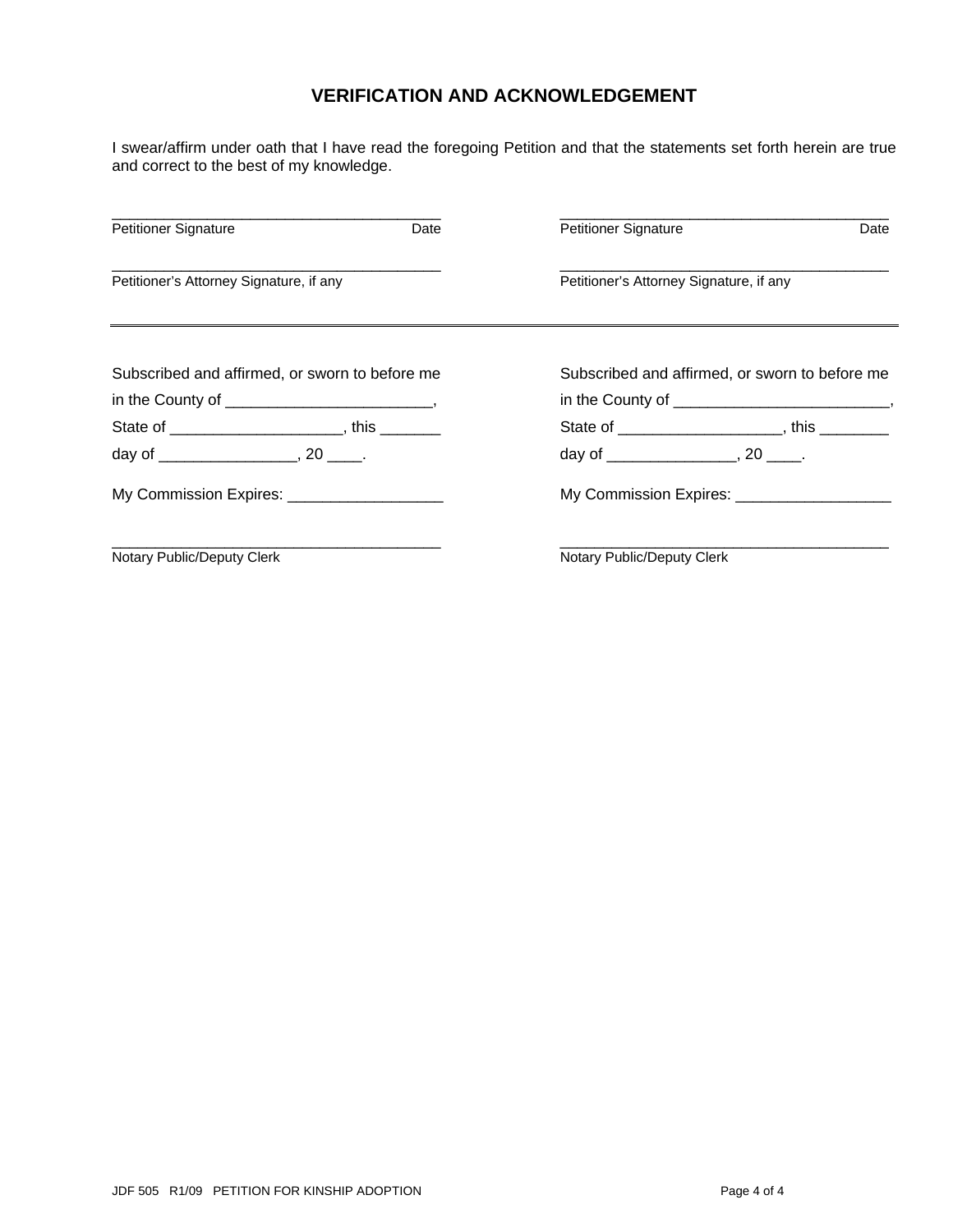# VERIFICATION AND ACKNOWLEDGEMENT

I swear/affirm under oath that I have read the foregoing Petition and that the statements set forth herein are true and correct to the best of my knowledge.

\_\_\_\_\_\_\_\_\_\_\_\_\_\_\_\_\_\_\_\_\_\_\_\_\_\_\_\_\_\_\_\_\_\_\_\_\_\_\_\_
Petitioner Signature Date

\_\_\_\_\_\_\_\_\_\_\_\_\_\_\_\_\_\_\_\_\_\_\_\_\_\_\_\_\_\_\_\_\_\_\_\_\_\_\_\_
Petitioner's Attorney Signature, if any

\_\_\_\_\_\_\_\_\_\_\_\_\_\_\_\_\_\_\_\_\_\_\_\_\_\_\_\_\_\_\_\_\_\_\_\_\_\_\_\_
Petitioner Signature Date

\_\_\_\_\_\_\_\_\_\_\_\_\_\_\_\_\_\_\_\_\_\_\_\_\_\_\_\_\_\_\_\_\_\_\_\_\_\_\_\_
Petitioner's Attorney Signature, if any

---

Subscribed and affirmed, or sworn to before me in the County of \_\_\_\_\_\_\_\_\_\_\_\_\_\_\_\_\_\_\_\_\_\_\_\_, State of \_\_\_\_\_\_\_\_\_\_\_\_\_\_\_\_\_\_\_, this \_\_\_\_\_\_\_ day of \_\_\_\_\_\_\_\_\_\_\_\_\_\_\_\_, 20 \_\_\_\_.

My Commission Expires: \_\_\_\_\_\_\_\_\_\_\_\_\_\_\_\_\_\_

\_\_\_\_\_\_\_\_\_\_\_\_\_\_\_\_\_\_\_\_\_\_\_\_\_\_\_\_\_\_\_\_\_\_\_\_\_\_\_\_
Notary Public/Deputy Clerk

Subscribed and affirmed, or sworn to before me in the County of \_\_\_\_\_\_\_\_\_\_\_\_\_\_\_\_\_\_\_\_\_\_\_\_\_, State of \_\_\_\_\_\_\_\_\_\_\_\_\_\_\_\_\_\_, this \_\_\_\_\_\_\_\_ day of \_\_\_\_\_\_\_\_\_\_\_\_\_\_\_, 20 \_\_\_\_.

My Commission Expires: \_\_\_\_\_\_\_\_\_\_\_\_\_\_\_\_\_\_

\_\_\_\_\_\_\_\_\_\_\_\_\_\_\_\_\_\_\_\_\_\_\_\_\_\_\_\_\_\_\_\_\_\_\_\_\_\_\_\_
Notary Public/Deputy Clerk